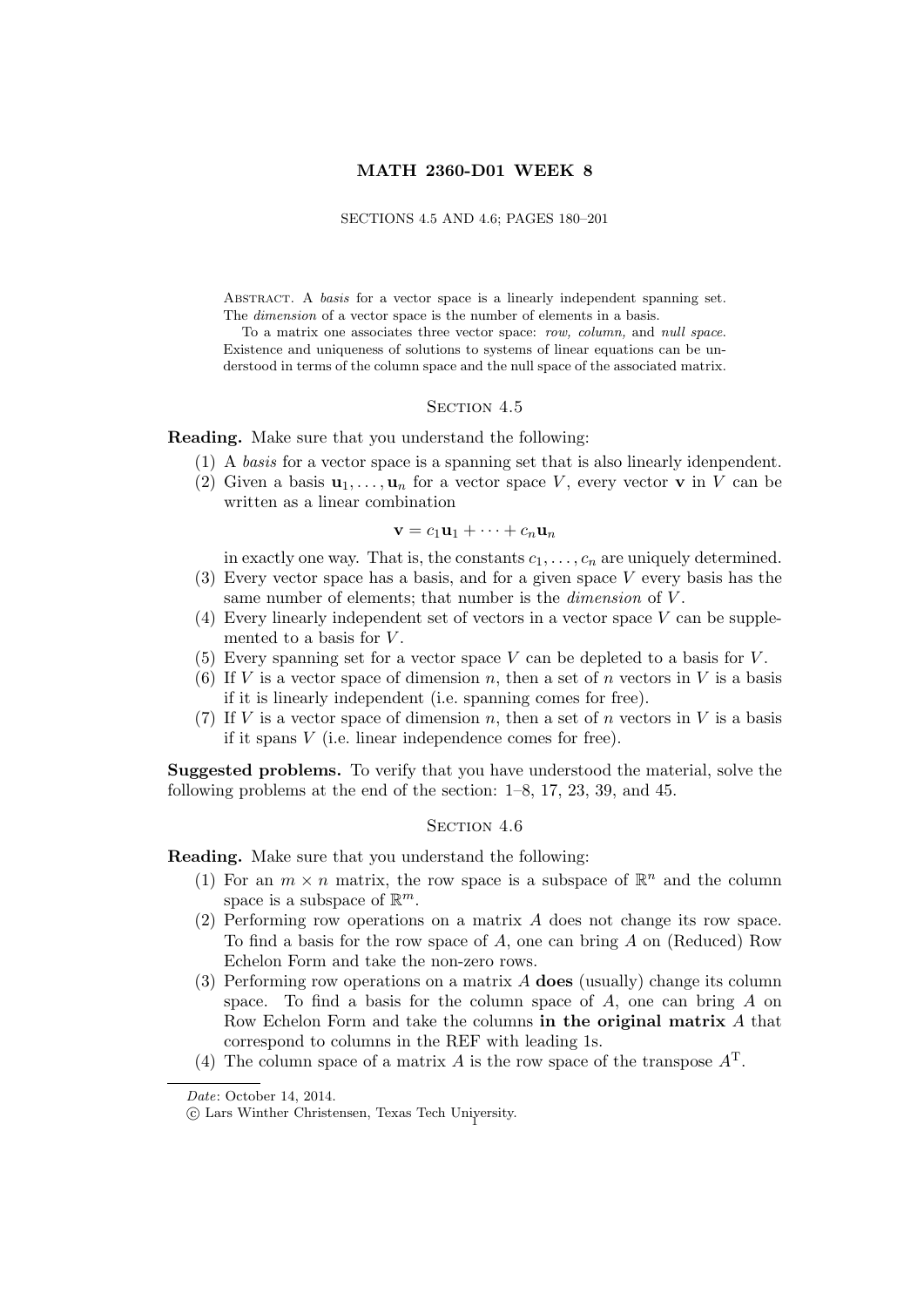# MATH 2360-D01 WEEK 8

SECTIONS 4.5 AND 4.6; PAGES 180–201

Abstract. A *basis* for a vector space is a linearly independent spanning set. The *dimension* of a vector space is the number of elements in a basis.

To a matrix one associates three vector space: *row, column,* and *null space*. Existence and uniqueness of solutions to systems of linear equations can be understood in terms of the column space and the null space of the associated matrix.

## Section 4.5

**Reading.** Make sure that you understand the following:

(1) A *basis* for a vector space is a spanning set that is also linearly idenpendent.
(2) Given a basis $\mathbf{u}_1, \ldots, \mathbf{u}_n$ for a vector space $V$, every vector $\mathbf{v}$ in $V$ can be written as a linear combination
$$\mathbf{v} = c_1\mathbf{u}_1 + \cdots + c_n\mathbf{u}_n$$
in exactly one way. That is, the constants $c_1, \ldots, c_n$ are uniquely determined.
(3) Every vector space has a basis, and for a given space $V$ every basis has the same number of elements; that number is the *dimension* of $V$.
(4) Every linearly independent set of vectors in a vector space $V$ can be supplemented to a basis for $V$.
(5) Every spanning set for a vector space $V$ can be depleted to a basis for $V$.
(6) If $V$ is a vector space of dimension $n$, then a set of $n$ vectors in $V$ is a basis if it is linearly independent (i.e. spanning comes for free).
(7) If $V$ is a vector space of dimension $n$, then a set of $n$ vectors in $V$ is a basis if it spans $V$ (i.e. linear independence comes for free).

**Suggested problems.** To verify that you have understood the material, solve the following problems at the end of the section: 1–8, 17, 23, 39, and 45.

## Section 4.6

**Reading.** Make sure that you understand the following:

(1) For an $m \times n$ matrix, the row space is a subspace of $\mathbb{R}^n$ and the column space is a subspace of $\mathbb{R}^m$.
(2) Performing row operations on a matrix $A$ does not change its row space. To find a basis for the row space of $A$, one can bring $A$ on (Reduced) Row Echelon Form and take the non-zero rows.
(3) Performing row operations on a matrix $A$ **does** (usually) change its column space. To find a basis for the column space of $A$, one can bring $A$ on Row Echelon Form and take the columns **in the original matrix** $A$ that correspond to columns in the REF with leading 1s.
(4) The column space of a matrix $A$ is the row space of the transpose $A^{\mathrm{T}}$.

*Date*: October 14, 2014.

© Lars Winther Christensen, Texas Tech University.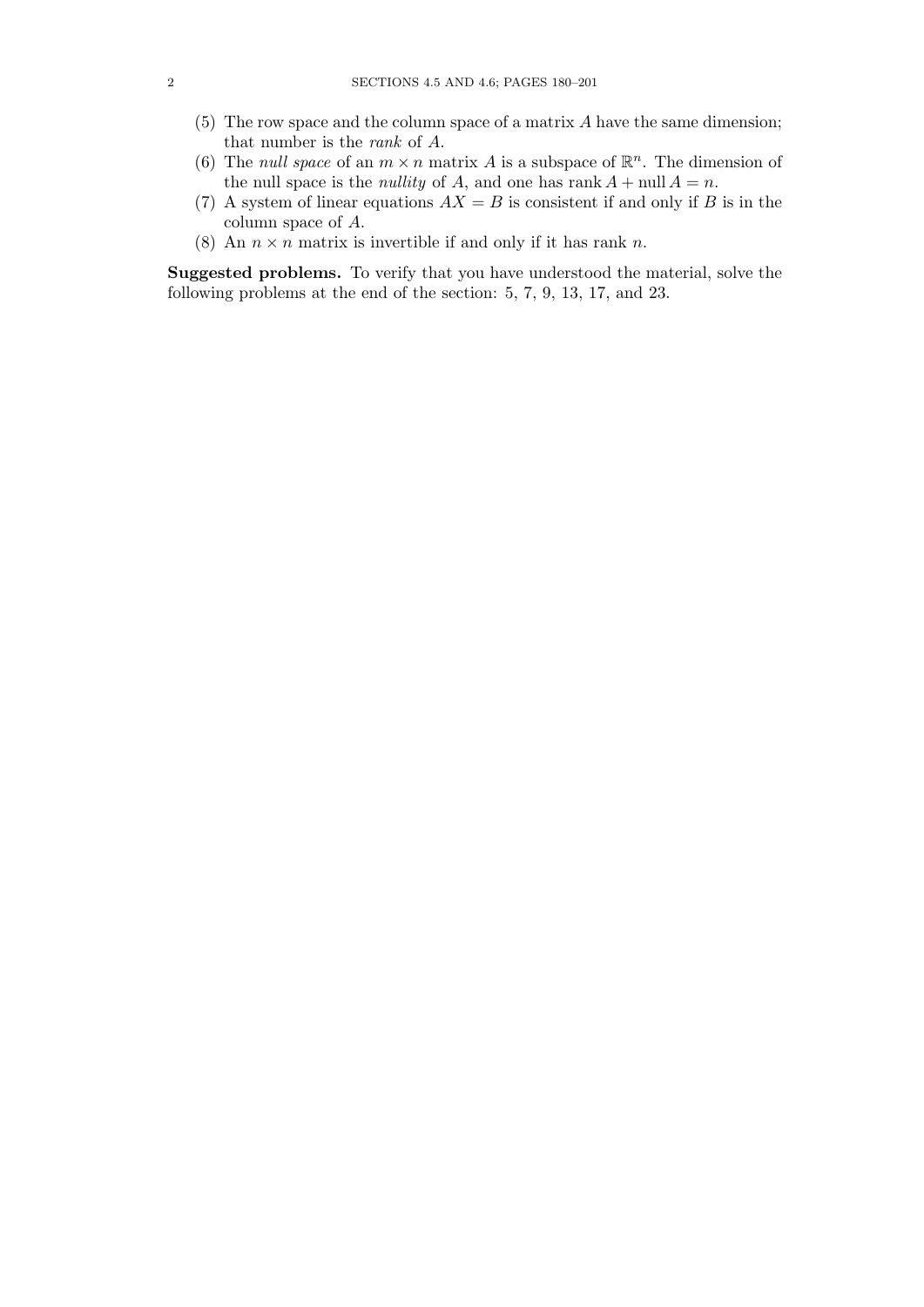(5) The row space and the column space of a matrix $A$ have the same dimension; that number is the *rank* of $A$.
(6) The *null space* of an $m \times n$ matrix $A$ is a subspace of $\mathbb{R}^n$. The dimension of the null space is the *nullity* of $A$, and one has $\operatorname{rank} A + \operatorname{null} A = n$.
(7) A system of linear equations $AX = B$ is consistent if and only if $B$ is in the column space of $A$.
(8) An $n \times n$ matrix is invertible if and only if it has rank $n$.

**Suggested problems.** To verify that you have understood the material, solve the following problems at the end of the section: 5, 7, 9, 13, 17, and 23.